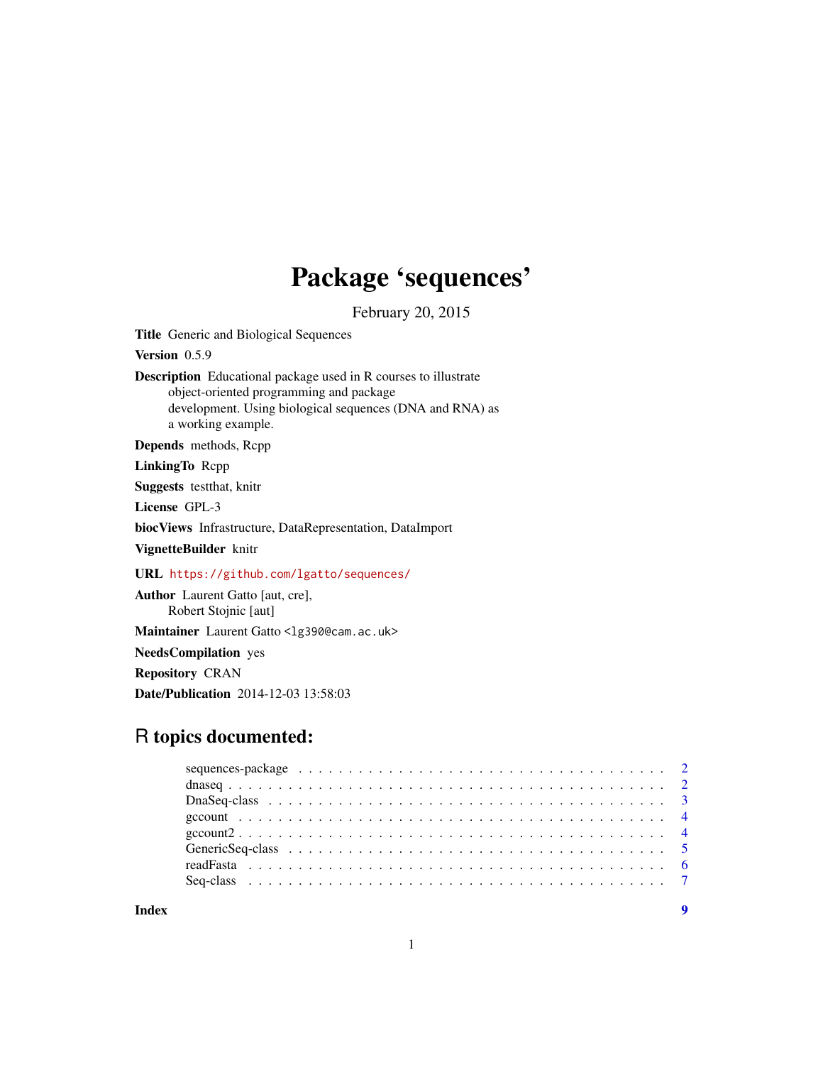# Package 'sequences'

February 20, 2015

**Title** Generic and Biological Sequences

**Version** 0.5.9

**Description** Educational package used in R courses to illustrate object-oriented programming and package development. Using biological sequences (DNA and RNA) as a working example.

**Depends** methods, Rcpp

**LinkingTo** Rcpp

**Suggests** testthat, knitr

**License** GPL-3

**biocViews** Infrastructure, DataRepresentation, DataImport

**VignetteBuilder** knitr

**URL** https://github.com/lgatto/sequences/

**Author** Laurent Gatto [aut, cre], Robert Stojnic [aut]

**Maintainer** Laurent Gatto <lg390@cam.ac.uk>

**NeedsCompilation** yes

**Repository** CRAN

**Date/Publication** 2014-12-03 13:58:03

## R topics documented:

- sequences-package . . . . . 2
- dnaseq . . . . . 2
- DnaSeq-class . . . . . 3
- gccount . . . . . 4
- gccount2 . . . . . 4
- GenericSeq-class . . . . . 5
- readFasta . . . . . 6
- Seq-class . . . . . 7

**Index** 9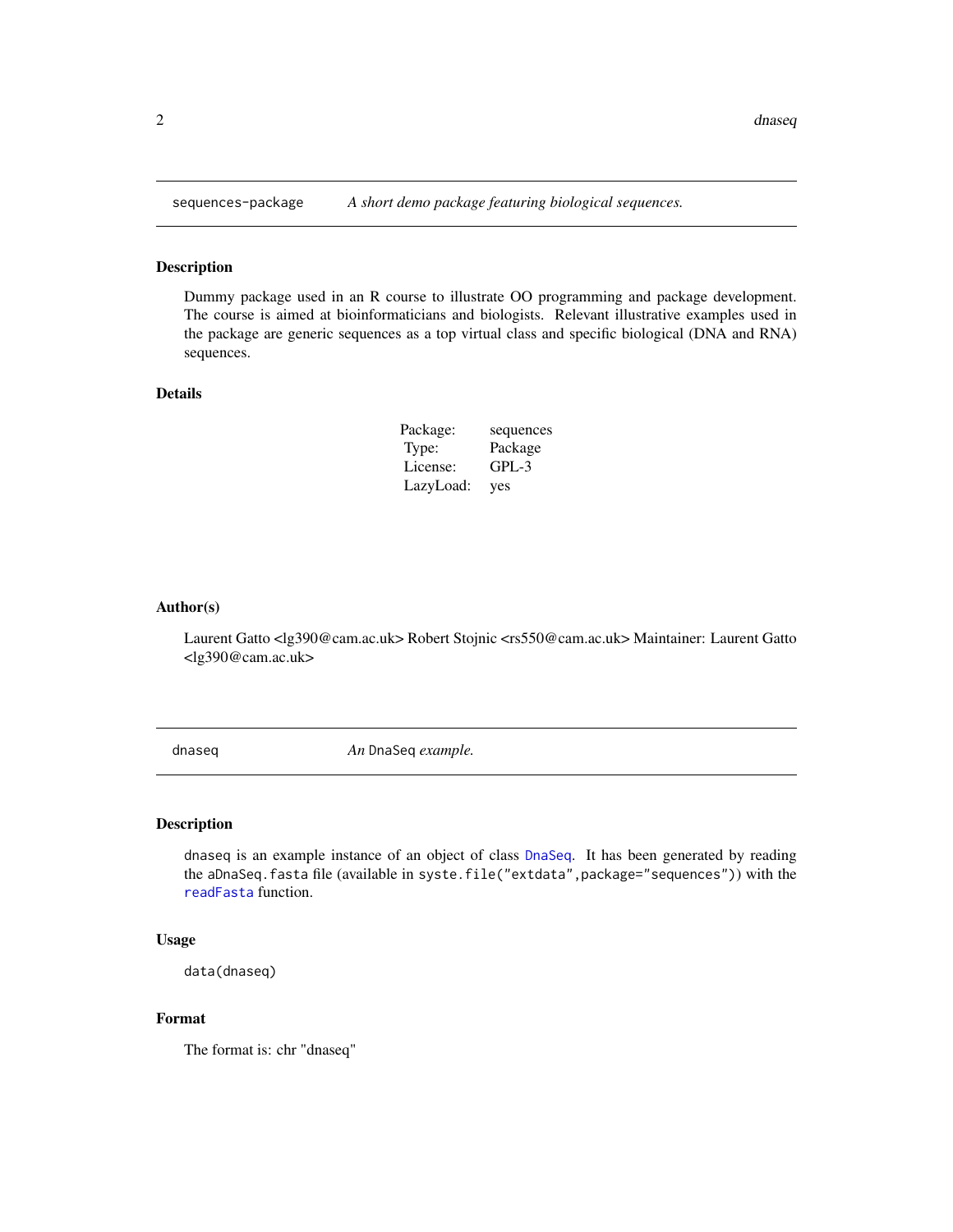## sequences-package — *A short demo package featuring biological sequences.*

### Description

Dummy package used in an R course to illustrate OO programming and package development. The course is aimed at bioinformaticians and biologists. Relevant illustrative examples used in the package are generic sequences as a top virtual class and specific biological (DNA and RNA) sequences.

### Details

| | |
|---|---|
| Package: | sequences |
| Type: | Package |
| License: | GPL-3 |
| LazyLoad: | yes |

### Author(s)

Laurent Gatto <lg390@cam.ac.uk> Robert Stojnic <rs550@cam.ac.uk> Maintainer: Laurent Gatto <lg390@cam.ac.uk>

## dnaseq — *An `DnaSeq` example.*

### Description

`dnaseq` is an example instance of an object of class `DnaSeq`. It has been generated by reading the `aDnaSeq.fasta` file (available in `syste.file("extdata",package="sequences")`) with the `readFasta` function.

### Usage

```
data(dnaseq)
```

### Format

The format is: chr "dnaseq"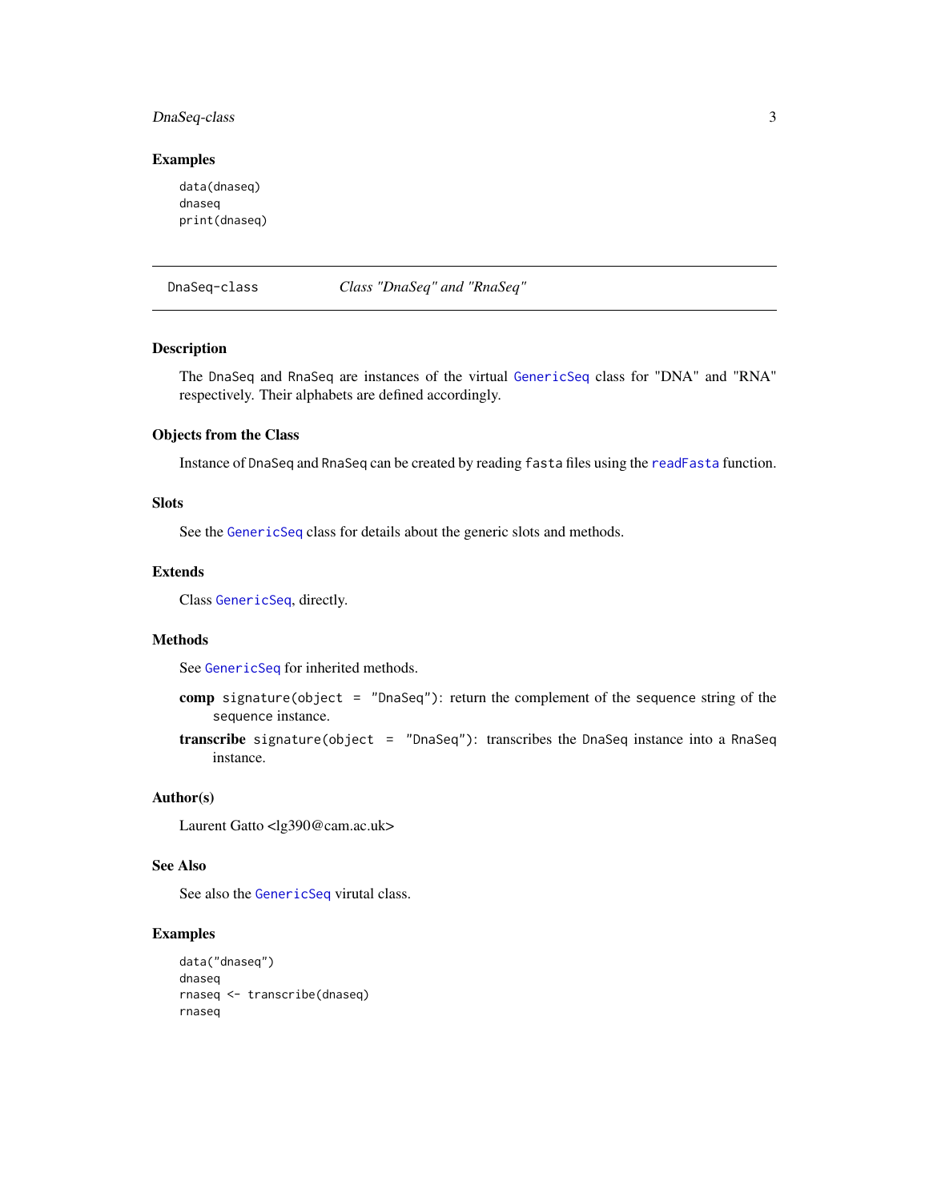## Examples

```
data(dnaseq)
dnaseq
print(dnaseq)
```

---

DnaSeq-class *Class "DnaSeq" and "RnaSeq"*

---

## Description

The DnaSeq and RnaSeq are instances of the virtual GenericSeq class for "DNA" and "RNA" respectively. Their alphabets are defined accordingly.

## Objects from the Class

Instance of DnaSeq and RnaSeq can be created by reading fasta files using the readFasta function.

## Slots

See the GenericSeq class for details about the generic slots and methods.

## Extends

Class GenericSeq, directly.

## Methods

See GenericSeq for inherited methods.

**comp** signature(object = "DnaSeq"): return the complement of the sequence string of the sequence instance.

**transcribe** signature(object = "DnaSeq"): transcribes the DnaSeq instance into a RnaSeq instance.

## Author(s)

Laurent Gatto <lg390@cam.ac.uk>

## See Also

See also the GenericSeq virutal class.

## Examples

```
data("dnaseq")
dnaseq
rnaseq <- transcribe(dnaseq)
rnaseq
```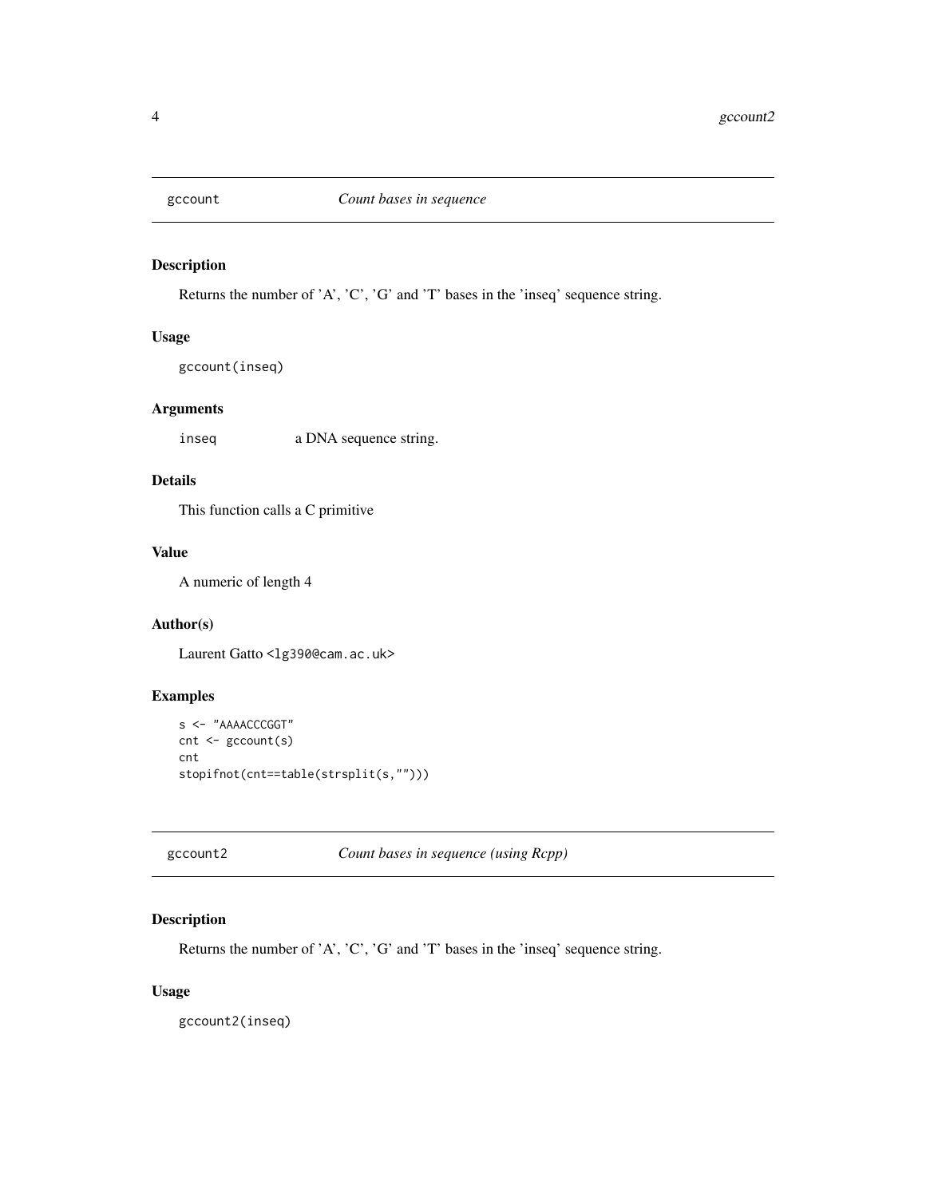## gccount — *Count bases in sequence*

### Description

Returns the number of 'A', 'C', 'G' and 'T' bases in the 'inseq' sequence string.

### Usage

```
gccount(inseq)
```

### Arguments

inseq — a DNA sequence string.

### Details

This function calls a C primitive

### Value

A numeric of length 4

### Author(s)

Laurent Gatto <lg390@cam.ac.uk>

### Examples

```
s <- "AAAACCCGGT"
cnt <- gccount(s)
cnt
stopifnot(cnt==table(strsplit(s,"")))
```

## gccount2 — *Count bases in sequence (using Rcpp)*

### Description

Returns the number of 'A', 'C', 'G' and 'T' bases in the 'inseq' sequence string.

### Usage

```
gccount2(inseq)
```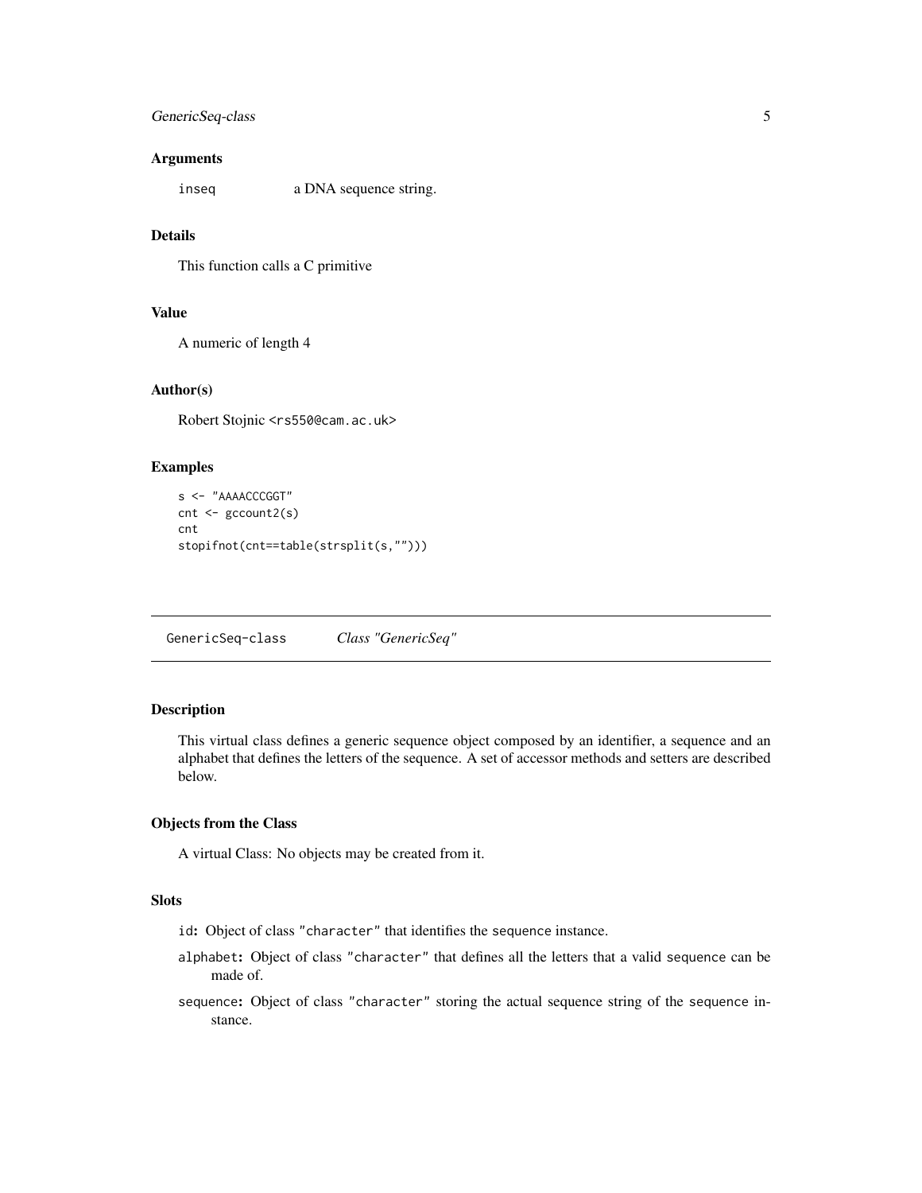### Arguments

`inseq` a DNA sequence string.

### Details

This function calls a C primitive

### Value

A numeric of length 4

### Author(s)

Robert Stojnic <rs550@cam.ac.uk>

### Examples

```
s <- "AAAACCCGGT"
cnt <- gccount2(s)
cnt
stopifnot(cnt==table(strsplit(s,"")))
```

---

## GenericSeq-class *Class "GenericSeq"*

---

### Description

This virtual class defines a generic sequence object composed by an identifier, a sequence and an alphabet that defines the letters of the sequence. A set of accessor methods and setters are described below.

### Objects from the Class

A virtual Class: No objects may be created from it.

### Slots

- `id`**:** Object of class `"character"` that identifies the `sequence` instance.
- `alphabet`**:** Object of class `"character"` that defines all the letters that a valid `sequence` can be made of.
- `sequence`**:** Object of class `"character"` storing the actual sequence string of the `sequence` instance.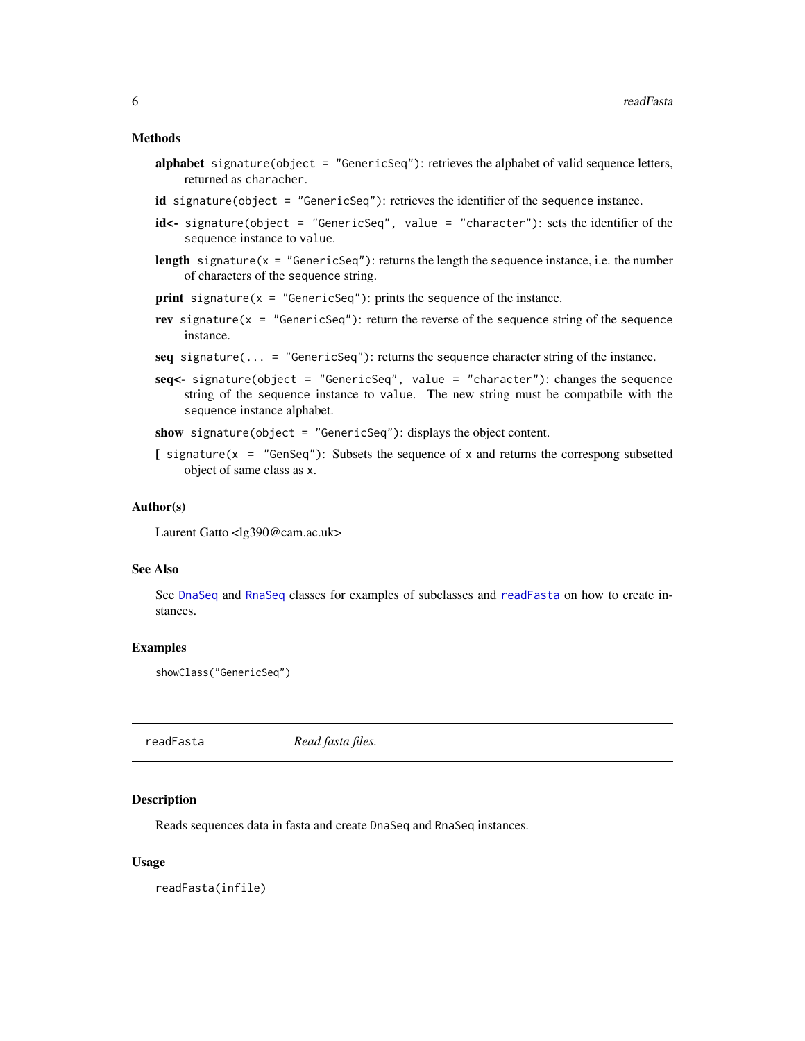## Methods

- **alphabet** `signature(object = "GenericSeq")`: retrieves the alphabet of valid sequence letters, returned as `characher`.
- **id** `signature(object = "GenericSeq")`: retrieves the identifier of the sequence instance.
- **id<-** `signature(object = "GenericSeq", value = "character")`: sets the identifier of the sequence instance to `value`.
- **length** `signature(x = "GenericSeq")`: returns the length the sequence instance, i.e. the number of characters of the sequence string.
- **print** `signature(x = "GenericSeq")`: prints the sequence of the instance.
- **rev** `signature(x = "GenericSeq")`: return the reverse of the sequence string of the sequence instance.
- **seq** `signature(... = "GenericSeq")`: returns the sequence character string of the instance.
- **seq<-** `signature(object = "GenericSeq", value = "character")`: changes the sequence string of the sequence instance to `value`. The new string must be compatbile with the sequence instance alphabet.
- **show** `signature(object = "GenericSeq")`: displays the object content.
- **[** `signature(x = "GenSeq")`: Subsets the sequence of `x` and returns the correspong subsetted object of same class as `x`.

## Author(s)

Laurent Gatto <lg390@cam.ac.uk>

## See Also

See `DnaSeq` and `RnaSeq` classes for examples of subclasses and `readFasta` on how to create instances.

## Examples

```
showClass("GenericSeq")
```

---

# readFasta &nbsp;&nbsp;&nbsp; *Read fasta files.*

---

## Description

Reads sequences data in fasta and create `DnaSeq` and `RnaSeq` instances.

## Usage

```
readFasta(infile)
```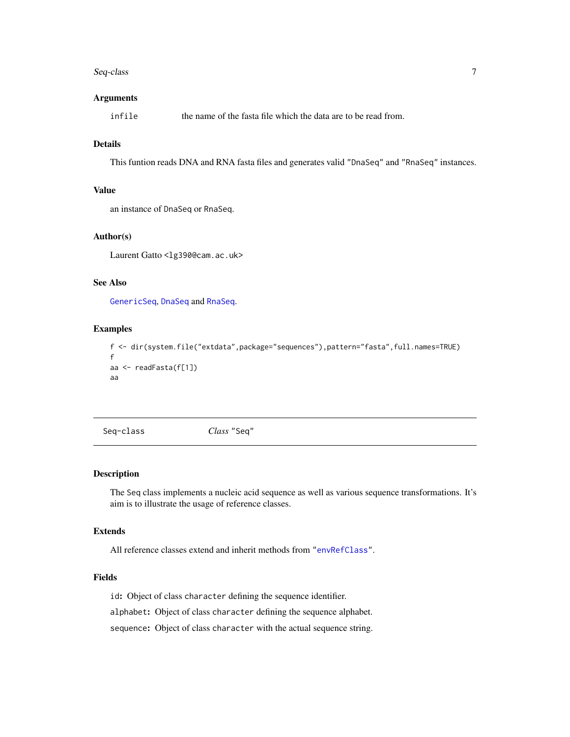## Arguments

`infile` the name of the fasta file which the data are to be read from.

## Details

This funtion reads DNA and RNA fasta files and generates valid `"DnaSeq"` and `"RnaSeq"` instances.

## Value

an instance of `DnaSeq` or `RnaSeq`.

## Author(s)

Laurent Gatto <lg390@cam.ac.uk>

## See Also

`GenericSeq`, `DnaSeq` and `RnaSeq`.

## Examples

```
f <- dir(system.file("extdata",package="sequences"),pattern="fasta",full.names=TRUE)
f
aa <- readFasta(f[1])
aa
```

---

# Seq-class *Class* `"Seq"`

---

## Description

The `Seq` class implements a nucleic acid sequence as well as various sequence transformations. It's aim is to illustrate the usage of reference classes.

## Extends

All reference classes extend and inherit methods from `"envRefClass"`.

## Fields

`id`: Object of class `character` defining the sequence identifier.

`alphabet`: Object of class `character` defining the sequence alphabet.

`sequence`: Object of class `character` with the actual sequence string.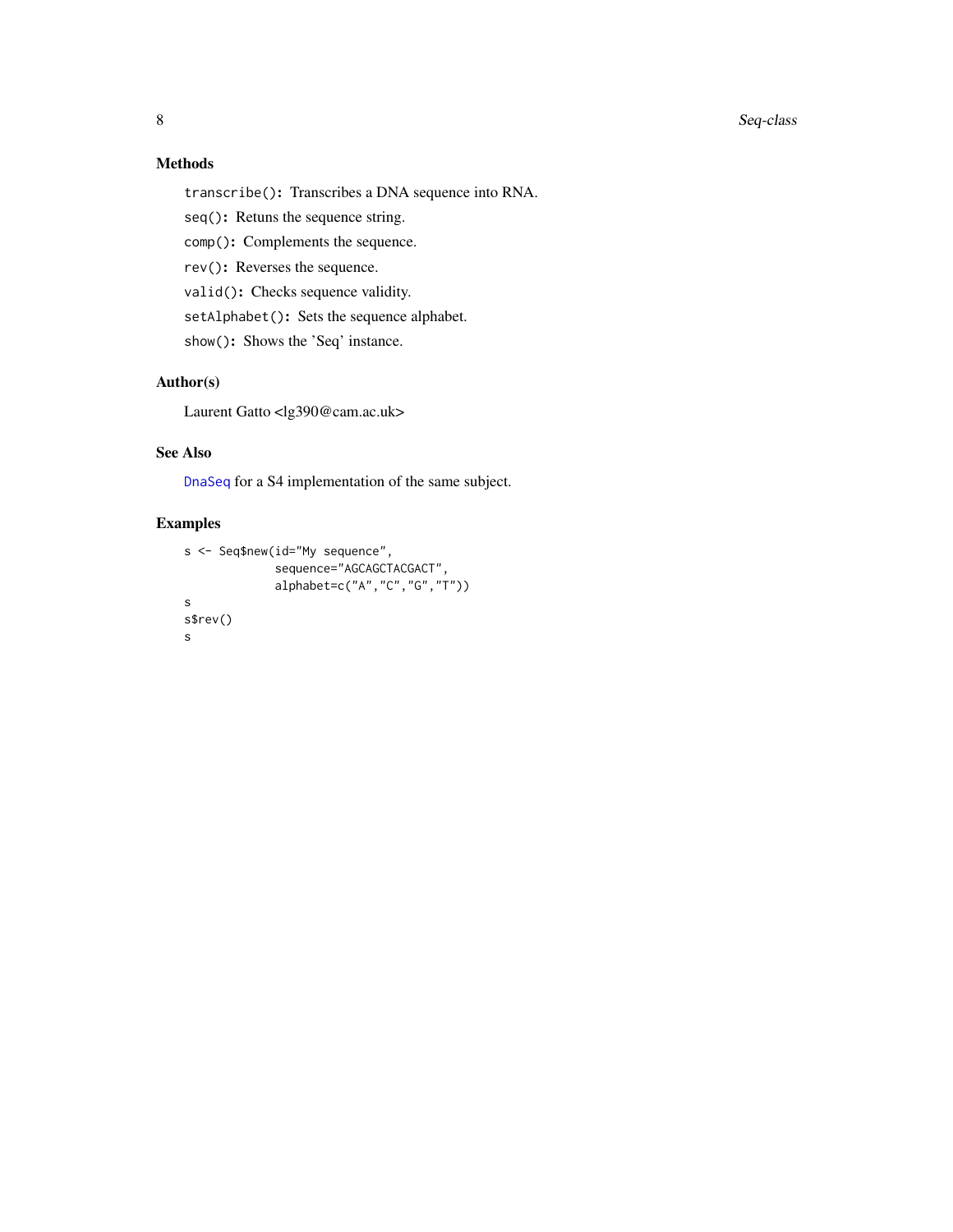## Methods

`transcribe()`: Transcribes a DNA sequence into RNA.

`seq()`: Retuns the sequence string.

`comp()`: Complements the sequence.

`rev()`: Reverses the sequence.

`valid()`: Checks sequence validity.

`setAlphabet()`: Sets the sequence alphabet.

`show()`: Shows the 'Seq' instance.

## Author(s)

Laurent Gatto <lg390@cam.ac.uk>

## See Also

`DnaSeq` for a S4 implementation of the same subject.

## Examples

```
s <- Seq$new(id="My sequence",
             sequence="AGCAGCTACGACT",
             alphabet=c("A","C","G","T"))
s
s$rev()
s
```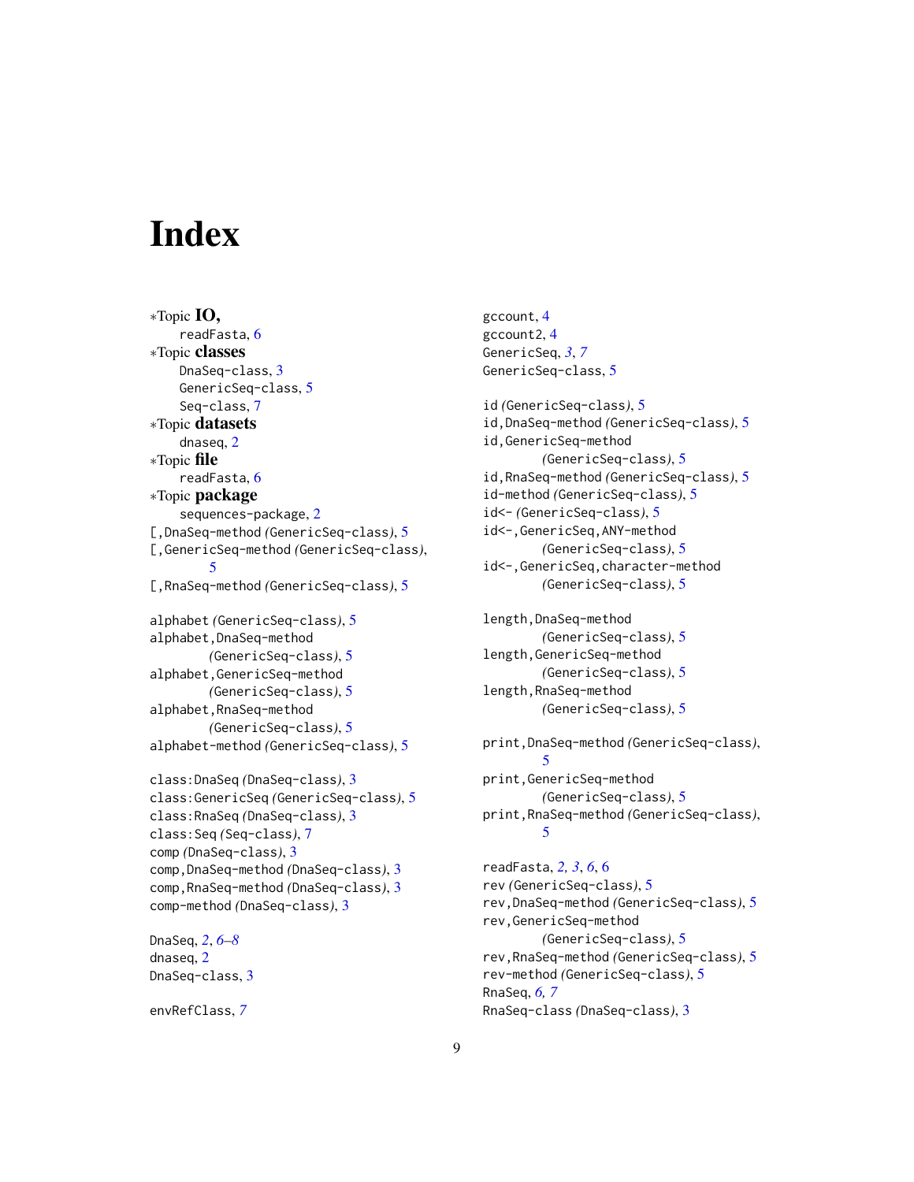# Index

*Topic **IO,**
  readFasta, 6

*Topic **classes**
  DnaSeq-class, 3
  GenericSeq-class, 5
  Seq-class, 7

*Topic **datasets**
  dnaseq, 2

*Topic **file**
  readFasta, 6

*Topic **package**
  sequences-package, 2

[,DnaSeq-method *(GenericSeq-class)*, 5
[,GenericSeq-method *(GenericSeq-class)*, 5
[,RnaSeq-method *(GenericSeq-class)*, 5

alphabet *(GenericSeq-class)*, 5
alphabet,DnaSeq-method *(GenericSeq-class)*, 5
alphabet,GenericSeq-method *(GenericSeq-class)*, 5
alphabet,RnaSeq-method *(GenericSeq-class)*, 5
alphabet-method *(GenericSeq-class)*, 5

class:DnaSeq *(DnaSeq-class)*, 3
class:GenericSeq *(GenericSeq-class)*, 5
class:RnaSeq *(DnaSeq-class)*, 3
class:Seq *(Seq-class)*, 7
comp *(DnaSeq-class)*, 3
comp,DnaSeq-method *(DnaSeq-class)*, 3
comp,RnaSeq-method *(DnaSeq-class)*, 3
comp-method *(DnaSeq-class)*, 3

DnaSeq, 2, *6–8*
dnaseq, 2
DnaSeq-class, 3

envRefClass, *7*

gccount, 4
gccount2, 4
GenericSeq, *3*, *7*
GenericSeq-class, 5

id *(GenericSeq-class)*, 5
id,DnaSeq-method *(GenericSeq-class)*, 5
id,GenericSeq-method *(GenericSeq-class)*, 5
id,RnaSeq-method *(GenericSeq-class)*, 5
id-method *(GenericSeq-class)*, 5
id<- *(GenericSeq-class)*, 5
id<-,GenericSeq,ANY-method *(GenericSeq-class)*, 5
id<-,GenericSeq,character-method *(GenericSeq-class)*, 5

length,DnaSeq-method *(GenericSeq-class)*, 5
length,GenericSeq-method *(GenericSeq-class)*, 5
length,RnaSeq-method *(GenericSeq-class)*, 5

print,DnaSeq-method *(GenericSeq-class)*, 5
print,GenericSeq-method *(GenericSeq-class)*, 5
print,RnaSeq-method *(GenericSeq-class)*, 5

readFasta, *2*, *3*, *6*, 6
rev *(GenericSeq-class)*, 5
rev,DnaSeq-method *(GenericSeq-class)*, 5
rev,GenericSeq-method *(GenericSeq-class)*, 5
rev,RnaSeq-method *(GenericSeq-class)*, 5
rev-method *(GenericSeq-class)*, 5
RnaSeq, *6*, *7*
RnaSeq-class *(DnaSeq-class)*, 3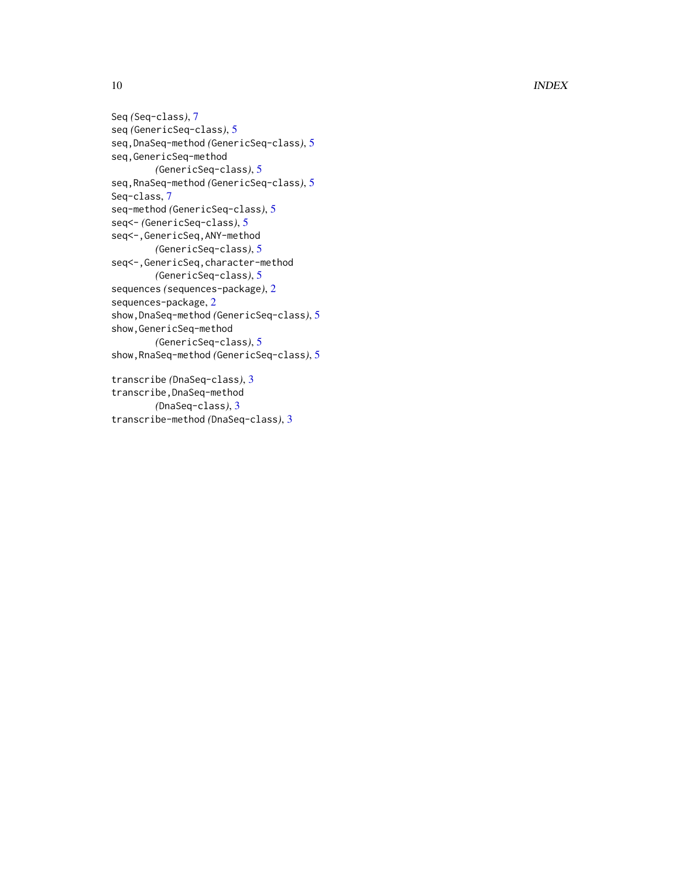Seq *(*Seq-class*)*, 7
seq *(*GenericSeq-class*)*, 5
seq,DnaSeq-method *(*GenericSeq-class*)*, 5
seq,GenericSeq-method
        *(*GenericSeq-class*)*, 5
seq,RnaSeq-method *(*GenericSeq-class*)*, 5
Seq-class, 7
seq-method *(*GenericSeq-class*)*, 5
seq<- *(*GenericSeq-class*)*, 5
seq<-,GenericSeq,ANY-method
        *(*GenericSeq-class*)*, 5
seq<-,GenericSeq,character-method
        *(*GenericSeq-class*)*, 5
sequences *(*sequences-package*)*, 2
sequences-package, 2
show,DnaSeq-method *(*GenericSeq-class*)*, 5
show,GenericSeq-method
        *(*GenericSeq-class*)*, 5
show,RnaSeq-method *(*GenericSeq-class*)*, 5

transcribe *(*DnaSeq-class*)*, 3
transcribe,DnaSeq-method
        *(*DnaSeq-class*)*, 3
transcribe-method *(*DnaSeq-class*)*, 3